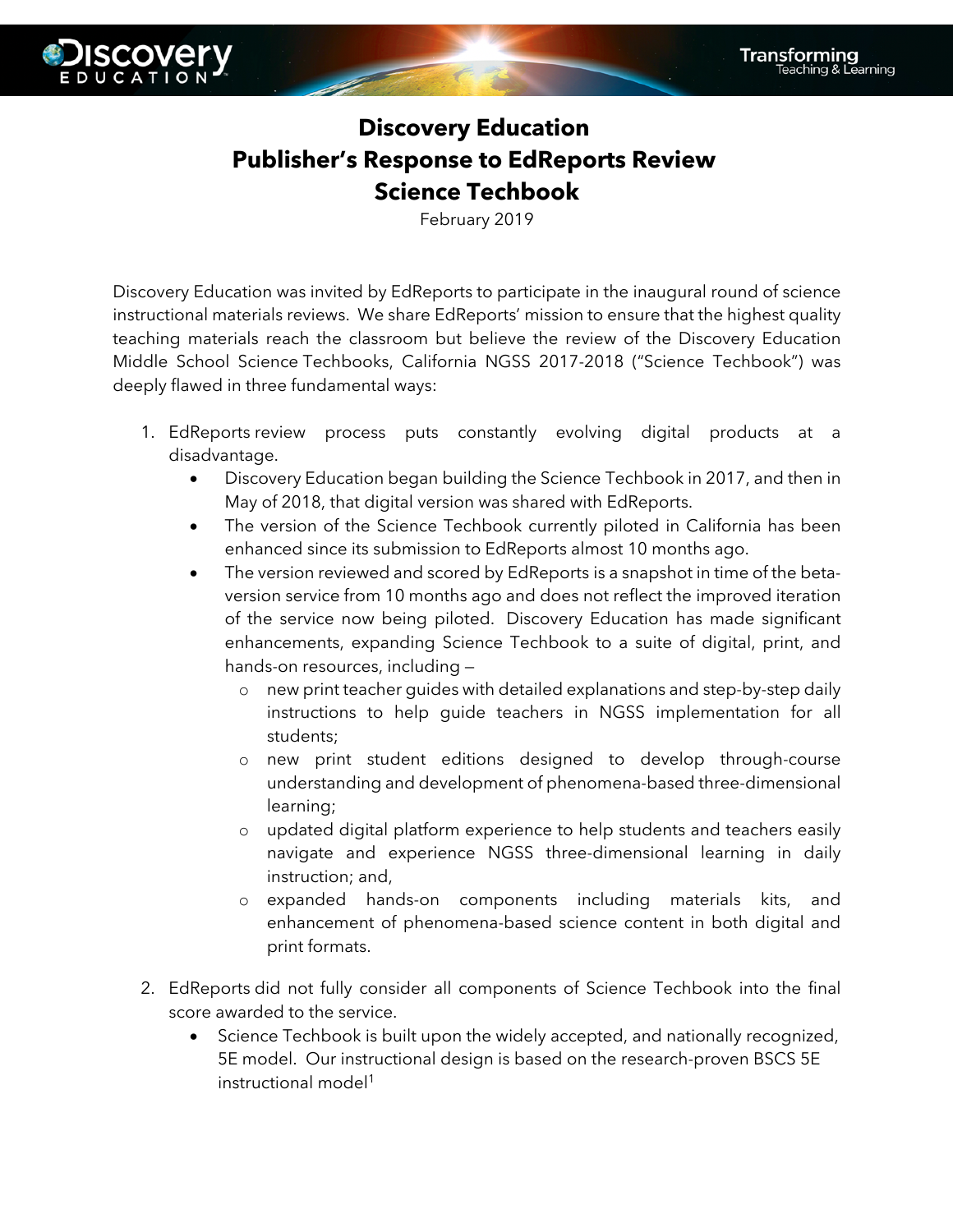# Discovery Education
# Publisher's Response to EdReports Review
# Science Techbook

February 2019

Discovery Education was invited by EdReports to participate in the inaugural round of science instructional materials reviews. We share EdReports' mission to ensure that the highest quality teaching materials reach the classroom but believe the review of the Discovery Education Middle School Science Techbooks, California NGSS 2017-2018 ("Science Techbook") was deeply flawed in three fundamental ways:

1. EdReports review process puts constantly evolving digital products at a disadvantage.
   - Discovery Education began building the Science Techbook in 2017, and then in May of 2018, that digital version was shared with EdReports.
   - The version of the Science Techbook currently piloted in California has been enhanced since its submission to EdReports almost 10 months ago.
   - The version reviewed and scored by EdReports is a snapshot in time of the beta-version service from 10 months ago and does not reflect the improved iteration of the service now being piloted. Discovery Education has made significant enhancements, expanding Science Techbook to a suite of digital, print, and hands-on resources, including –
     - new print teacher guides with detailed explanations and step-by-step daily instructions to help guide teachers in NGSS implementation for all students;
     - new print student editions designed to develop through-course understanding and development of phenomena-based three-dimensional learning;
     - updated digital platform experience to help students and teachers easily navigate and experience NGSS three-dimensional learning in daily instruction; and,
     - expanded hands-on components including materials kits, and enhancement of phenomena-based science content in both digital and print formats.

2. EdReports did not fully consider all components of Science Techbook into the final score awarded to the service.
   - Science Techbook is built upon the widely accepted, and nationally recognized, 5E model. Our instructional design is based on the research-proven BSCS 5E instructional model[1]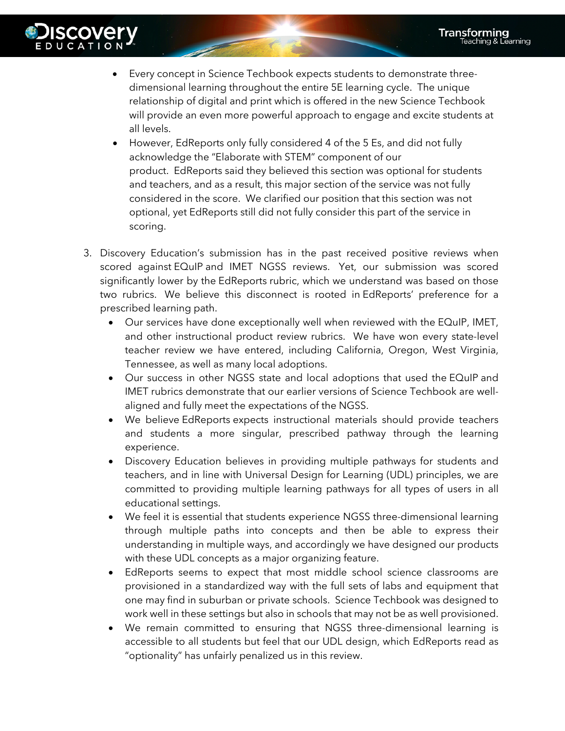- Every concept in Science Techbook expects students to demonstrate three-dimensional learning throughout the entire 5E learning cycle. The unique relationship of digital and print which is offered in the new Science Techbook will provide an even more powerful approach to engage and excite students at all levels.
- However, EdReports only fully considered 4 of the 5 Es, and did not fully acknowledge the "Elaborate with STEM" component of our product. EdReports said they believed this section was optional for students and teachers, and as a result, this major section of the service was not fully considered in the score. We clarified our position that this section was not optional, yet EdReports still did not fully consider this part of the service in scoring.

3. Discovery Education's submission has in the past received positive reviews when scored against EQuIP and IMET NGSS reviews. Yet, our submission was scored significantly lower by the EdReports rubric, which we understand was based on those two rubrics. We believe this disconnect is rooted in EdReports' preference for a prescribed learning path.
   - Our services have done exceptionally well when reviewed with the EQuIP, IMET, and other instructional product review rubrics. We have won every state-level teacher review we have entered, including California, Oregon, West Virginia, Tennessee, as well as many local adoptions.
   - Our success in other NGSS state and local adoptions that used the EQuIP and IMET rubrics demonstrate that our earlier versions of Science Techbook are well-aligned and fully meet the expectations of the NGSS.
   - We believe EdReports expects instructional materials should provide teachers and students a more singular, prescribed pathway through the learning experience.
   - Discovery Education believes in providing multiple pathways for students and teachers, and in line with Universal Design for Learning (UDL) principles, we are committed to providing multiple learning pathways for all types of users in all educational settings.
   - We feel it is essential that students experience NGSS three-dimensional learning through multiple paths into concepts and then be able to express their understanding in multiple ways, and accordingly we have designed our products with these UDL concepts as a major organizing feature.
   - EdReports seems to expect that most middle school science classrooms are provisioned in a standardized way with the full sets of labs and equipment that one may find in suburban or private schools. Science Techbook was designed to work well in these settings but also in schools that may not be as well provisioned.
   - We remain committed to ensuring that NGSS three-dimensional learning is accessible to all students but feel that our UDL design, which EdReports read as "optionality" has unfairly penalized us in this review.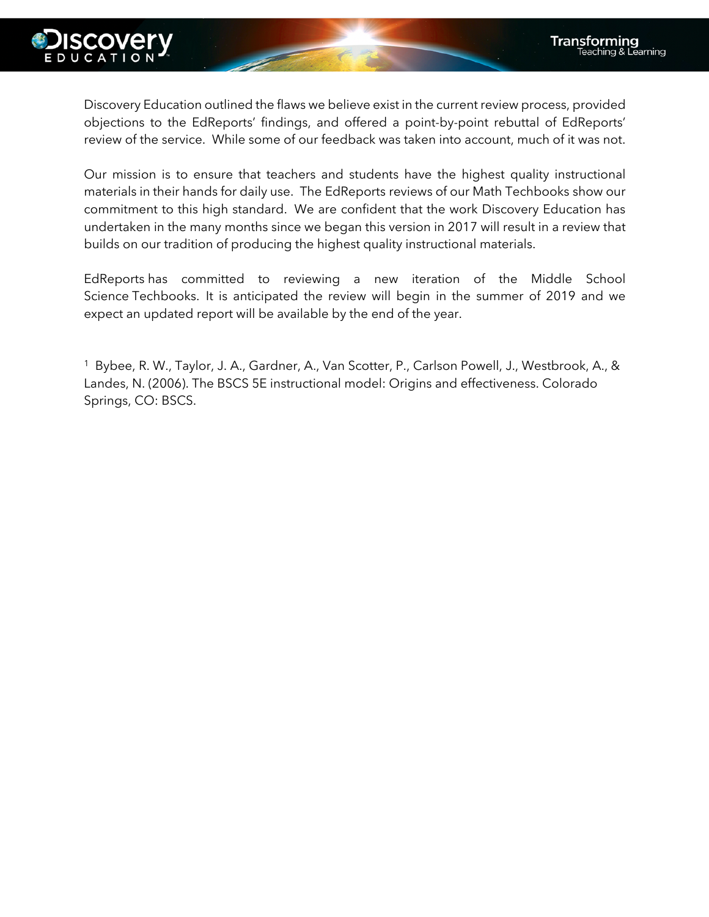Discovery Education outlined the flaws we believe exist in the current review process, provided objections to the EdReports' findings, and offered a point-by-point rebuttal of EdReports' review of the service. While some of our feedback was taken into account, much of it was not.

Our mission is to ensure that teachers and students have the highest quality instructional materials in their hands for daily use. The EdReports reviews of our Math Techbooks show our commitment to this high standard. We are confident that the work Discovery Education has undertaken in the many months since we began this version in 2017 will result in a review that builds on our tradition of producing the highest quality instructional materials.

EdReports has committed to reviewing a new iteration of the Middle School Science Techbooks. It is anticipated the review will begin in the summer of 2019 and we expect an updated report will be available by the end of the year.

[1] Bybee, R. W., Taylor, J. A., Gardner, A., Van Scotter, P., Carlson Powell, J., Westbrook, A., & Landes, N. (2006). The BSCS 5E instructional model: Origins and effectiveness. Colorado Springs, CO: BSCS.